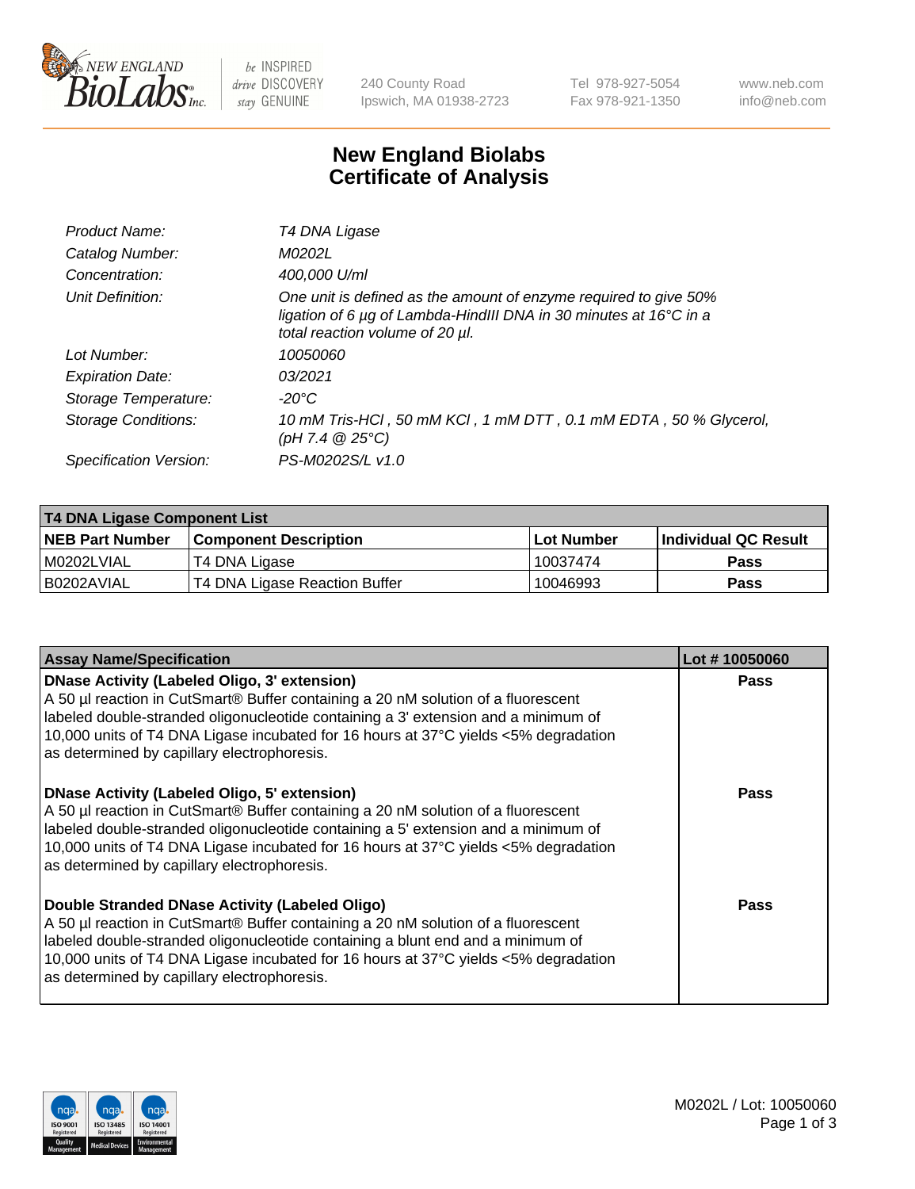# New England Biolabs
# Certificate of Analysis

| | |
|---|---|
| *Product Name:* | *T4 DNA Ligase* |
| *Catalog Number:* | *M0202L* |
| *Concentration:* | *400,000 U/ml* |
| *Unit Definition:* | *One unit is defined as the amount of enzyme required to give 50% ligation of 6 µg of Lambda-HindIII DNA in 30 minutes at 16°C in a total reaction volume of 20 µl.* |
| *Lot Number:* | *10050060* |
| *Expiration Date:* | *03/2021* |
| *Storage Temperature:* | *-20°C* |
| *Storage Conditions:* | *10 mM Tris-HCl , 50 mM KCl , 1 mM DTT , 0.1 mM EDTA , 50 % Glycerol, (pH 7.4 @ 25°C)* |
| *Specification Version:* | *PS-M0202S/L v1.0* |

| **T4 DNA Ligase Component List** | | | |
|---|---|---|---|
| **NEB Part Number** | **Component Description** | **Lot Number** | **Individual QC Result** |
| M0202LVIAL | T4 DNA Ligase | 10037474 | **Pass** |
| B0202AVIAL | T4 DNA Ligase Reaction Buffer | 10046993 | **Pass** |

| **Assay Name/Specification** | **Lot # 10050060** |
|---|---|
| **DNase Activity (Labeled Oligo, 3' extension)** A 50 µl reaction in CutSmart® Buffer containing a 20 nM solution of a fluorescent labeled double-stranded oligonucleotide containing a 3' extension and a minimum of 10,000 units of T4 DNA Ligase incubated for 16 hours at 37°C yields <5% degradation as determined by capillary electrophoresis. | **Pass** |
| **DNase Activity (Labeled Oligo, 5' extension)** A 50 µl reaction in CutSmart® Buffer containing a 20 nM solution of a fluorescent labeled double-stranded oligonucleotide containing a 5' extension and a minimum of 10,000 units of T4 DNA Ligase incubated for 16 hours at 37°C yields <5% degradation as determined by capillary electrophoresis. | **Pass** |
| **Double Stranded DNase Activity (Labeled Oligo)** A 50 µl reaction in CutSmart® Buffer containing a 20 nM solution of a fluorescent labeled double-stranded oligonucleotide containing a blunt end and a minimum of 10,000 units of T4 DNA Ligase incubated for 16 hours at 37°C yields <5% degradation as determined by capillary electrophoresis. | **Pass** |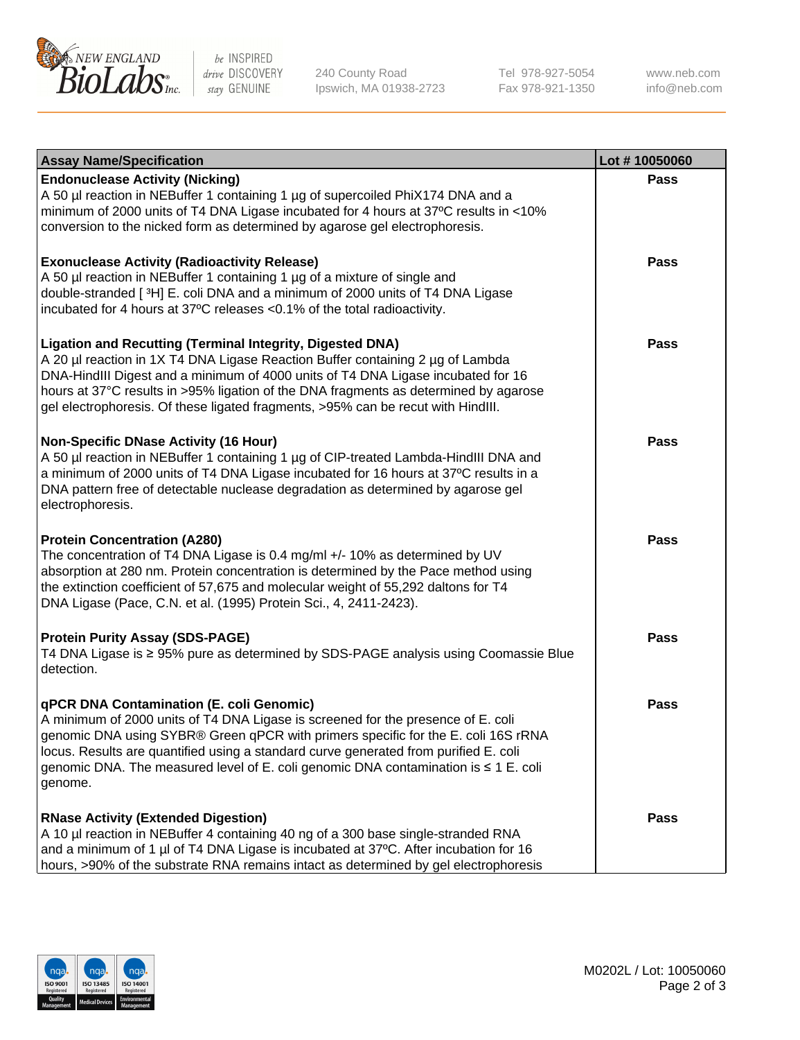| Assay Name/Specification | Lot # 10050060 |
| --- | --- |
| **Endonuclease Activity (Nicking)**<br>A 50 µl reaction in NEBuffer 1 containing 1 µg of supercoiled PhiX174 DNA and a minimum of 2000 units of T4 DNA Ligase incubated for 4 hours at 37ºC results in <10% conversion to the nicked form as determined by agarose gel electrophoresis. | Pass |
| **Exonuclease Activity (Radioactivity Release)**<br>A 50 µl reaction in NEBuffer 1 containing 1 µg of a mixture of single and double-stranded [ $^3$H] E. coli DNA and a minimum of 2000 units of T4 DNA Ligase incubated for 4 hours at 37ºC releases <0.1% of the total radioactivity. | Pass |
| **Ligation and Recutting (Terminal Integrity, Digested DNA)**<br>A 20 µl reaction in 1X T4 DNA Ligase Reaction Buffer containing 2 µg of Lambda DNA-HindIII Digest and a minimum of 4000 units of T4 DNA Ligase incubated for 16 hours at 37°C results in >95% ligation of the DNA fragments as determined by agarose gel electrophoresis. Of these ligated fragments, >95% can be recut with HindIII. | Pass |
| **Non-Specific DNase Activity (16 Hour)**<br>A 50 µl reaction in NEBuffer 1 containing 1 µg of CIP-treated Lambda-HindIII DNA and a minimum of 2000 units of T4 DNA Ligase incubated for 16 hours at 37ºC results in a DNA pattern free of detectable nuclease degradation as determined by agarose gel electrophoresis. | Pass |
| **Protein Concentration (A280)**<br>The concentration of T4 DNA Ligase is 0.4 mg/ml +/- 10% as determined by UV absorption at 280 nm. Protein concentration is determined by the Pace method using the extinction coefficient of 57,675 and molecular weight of 55,292 daltons for T4 DNA Ligase (Pace, C.N. et al. (1995) Protein Sci., 4, 2411-2423). | Pass |
| **Protein Purity Assay (SDS-PAGE)**<br>T4 DNA Ligase is ≥ 95% pure as determined by SDS-PAGE analysis using Coomassie Blue detection. | Pass |
| **qPCR DNA Contamination (E. coli Genomic)**<br>A minimum of 2000 units of T4 DNA Ligase is screened for the presence of E. coli genomic DNA using SYBR® Green qPCR with primers specific for the E. coli 16S rRNA locus. Results are quantified using a standard curve generated from purified E. coli genomic DNA. The measured level of E. coli genomic DNA contamination is ≤ 1 E. coli genome. | Pass |
| **RNase Activity (Extended Digestion)**<br>A 10 µl reaction in NEBuffer 4 containing 40 ng of a 300 base single-stranded RNA and a minimum of 1 µl of T4 DNA Ligase is incubated at 37ºC. After incubation for 16 hours, >90% of the substrate RNA remains intact as determined by gel electrophoresis | Pass |

M0202L / Lot: 10050060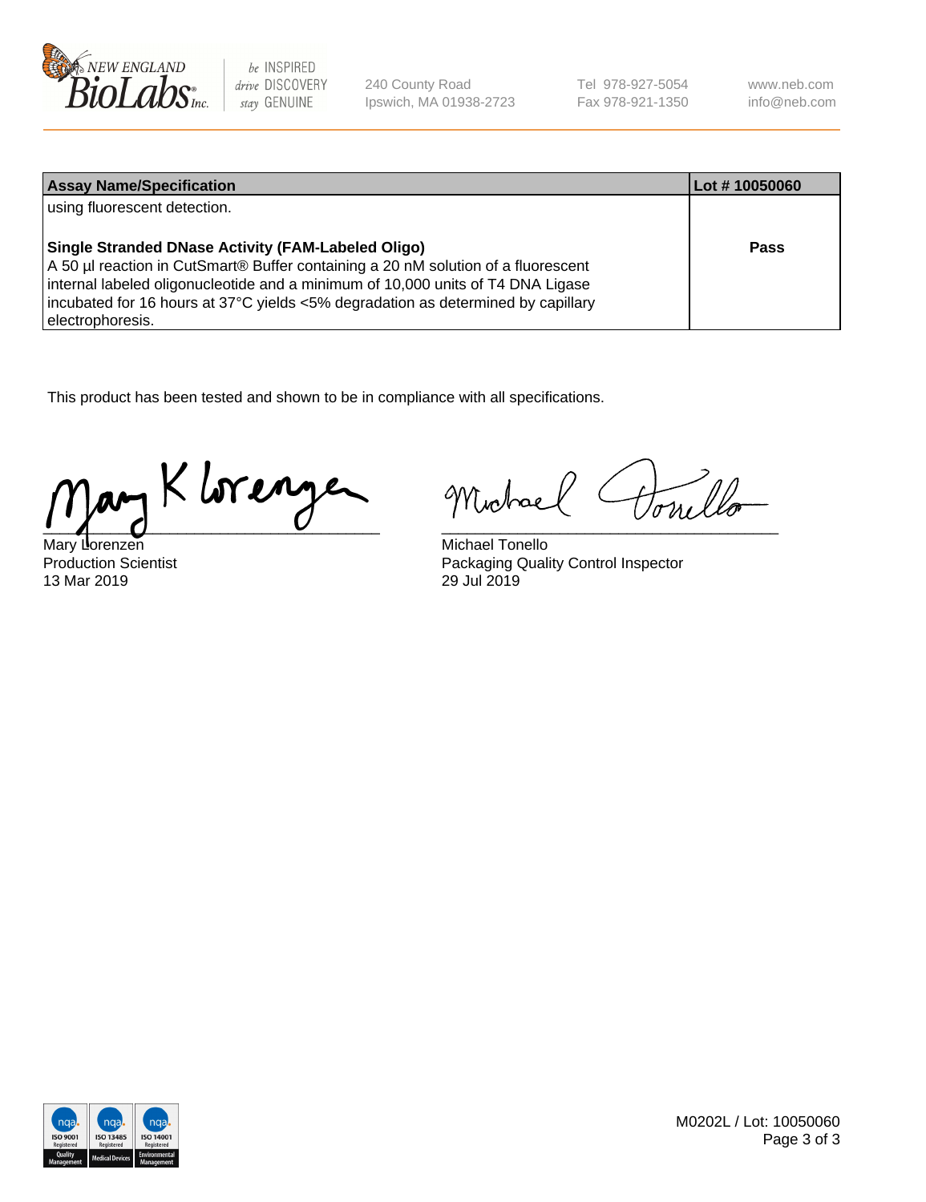| Assay Name/Specification | Lot # 10050060 |
|---|---|
| using fluorescent detection. | |
| **Single Stranded DNase Activity (FAM-Labeled Oligo)**<br>A 50 µl reaction in CutSmart® Buffer containing a 20 nM solution of a fluorescent internal labeled oligonucleotide and a minimum of 10,000 units of T4 DNA Ligase incubated for 16 hours at 37°C yields <5% degradation as determined by capillary electrophoresis. | **Pass** |

This product has been tested and shown to be in compliance with all specifications.

Mary Lorenzen
Production Scientist
13 Mar 2019

Michael Tonello
Packaging Quality Control Inspector
29 Jul 2019

M0202L / Lot: 10050060